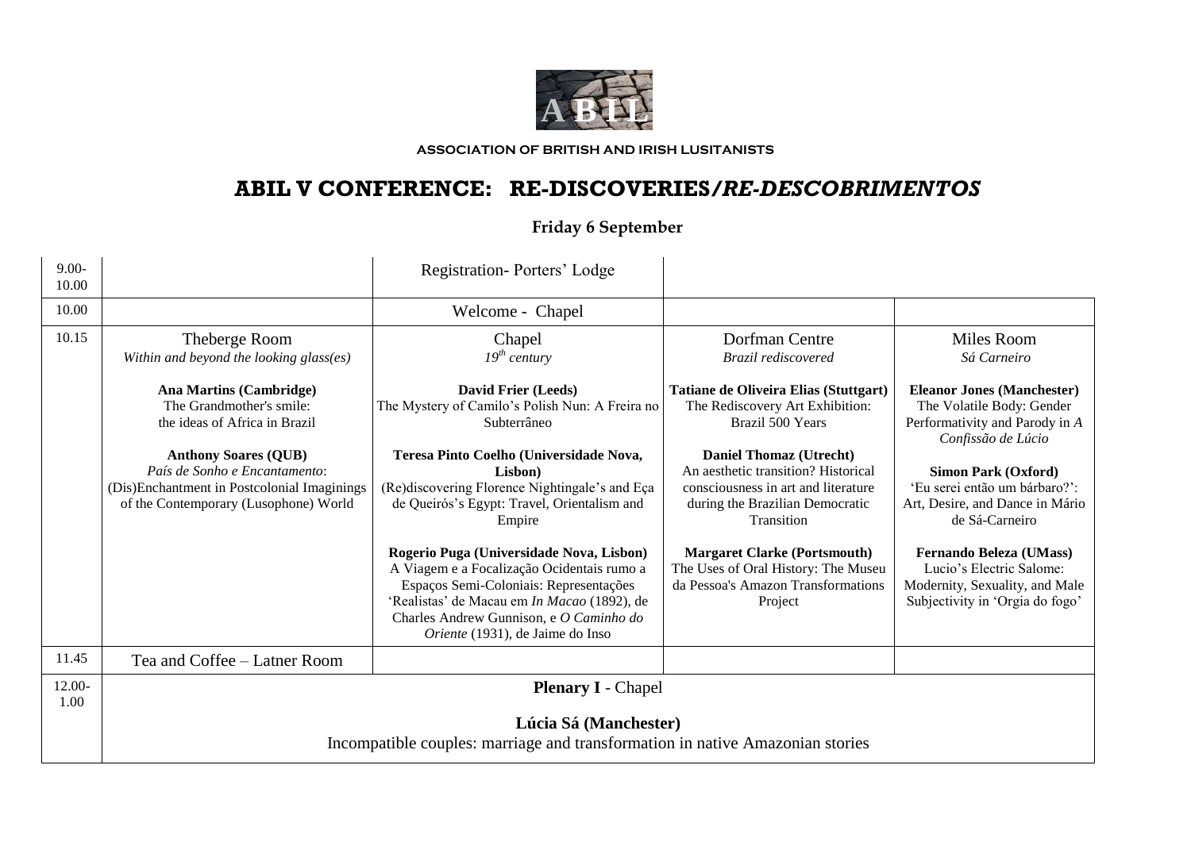ABIL

**ASSOCIATION OF BRITISH AND IRISH LUSITANISTS**

# ABIL V CONFERENCE: RE-DISCOVERIES/*RE-DESCOBRIMENTOS*

## Friday 6 September

| | | | | |
|---|---|---|---|---|
| 9.00-10.00 | | Registration- Porters' Lodge | | |
| 10.00 | | Welcome - Chapel | | |
| 10.15 | Theberge Room<br>*Within and beyond the looking glass(es)*<br><br>**Ana Martins (Cambridge)**<br>The Grandmother's smile: the ideas of Africa in Brazil<br><br>**Anthony Soares (QUB)**<br>*País de Sonho e Encantamento*: (Dis)Enchantment in Postcolonial Imaginings of the Contemporary (Lusophone) World | Chapel<br>*19th century*<br><br>**David Frier (Leeds)**<br>The Mystery of Camilo's Polish Nun: A Freira no Subterrâneo<br><br>**Teresa Pinto Coelho (Universidade Nova, Lisbon)**<br>(Re)discovering Florence Nightingale's and Eça de Queirós's Egypt: Travel, Orientalism and Empire<br><br>**Rogerio Puga (Universidade Nova, Lisbon)**<br>A Viagem e a Focalização Ocidentais rumo a Espaços Semi-Coloniais: Representações 'Realistas' de Macau em *In Macao* (1892), de Charles Andrew Gunnison, e *O Caminho do Oriente* (1931), de Jaime do Inso | Dorfman Centre<br>*Brazil rediscovered*<br><br>**Tatiane de Oliveira Elias (Stuttgart)**<br>The Rediscovery Art Exhibition: Brazil 500 Years<br><br>**Daniel Thomaz (Utrecht)**<br>An aesthetic transition? Historical consciousness in art and literature during the Brazilian Democratic Transition<br><br>**Margaret Clarke (Portsmouth)**<br>The Uses of Oral History: The Museu da Pessoa's Amazon Transformations Project | Miles Room<br>*Sá Carneiro*<br><br>**Eleanor Jones (Manchester)**<br>The Volatile Body: Gender Performativity and Parody in *A Confissão de Lúcio*<br><br>**Simon Park (Oxford)**<br>'Eu serei então um bárbaro?': Art, Desire, and Dance in Mário de Sá-Carneiro<br><br>**Fernando Beleza (UMass)**<br>Lucio's Electric Salome: Modernity, Sexuality, and Male Subjectivity in 'Orgia do fogo' |
| 11.45 | Tea and Coffee – Latner Room | | | |
| 12.00-1.00 | **Plenary I** - Chapel<br><br>**Lúcia Sá (Manchester)**<br>Incompatible couples: marriage and transformation in native Amazonian stories | | | |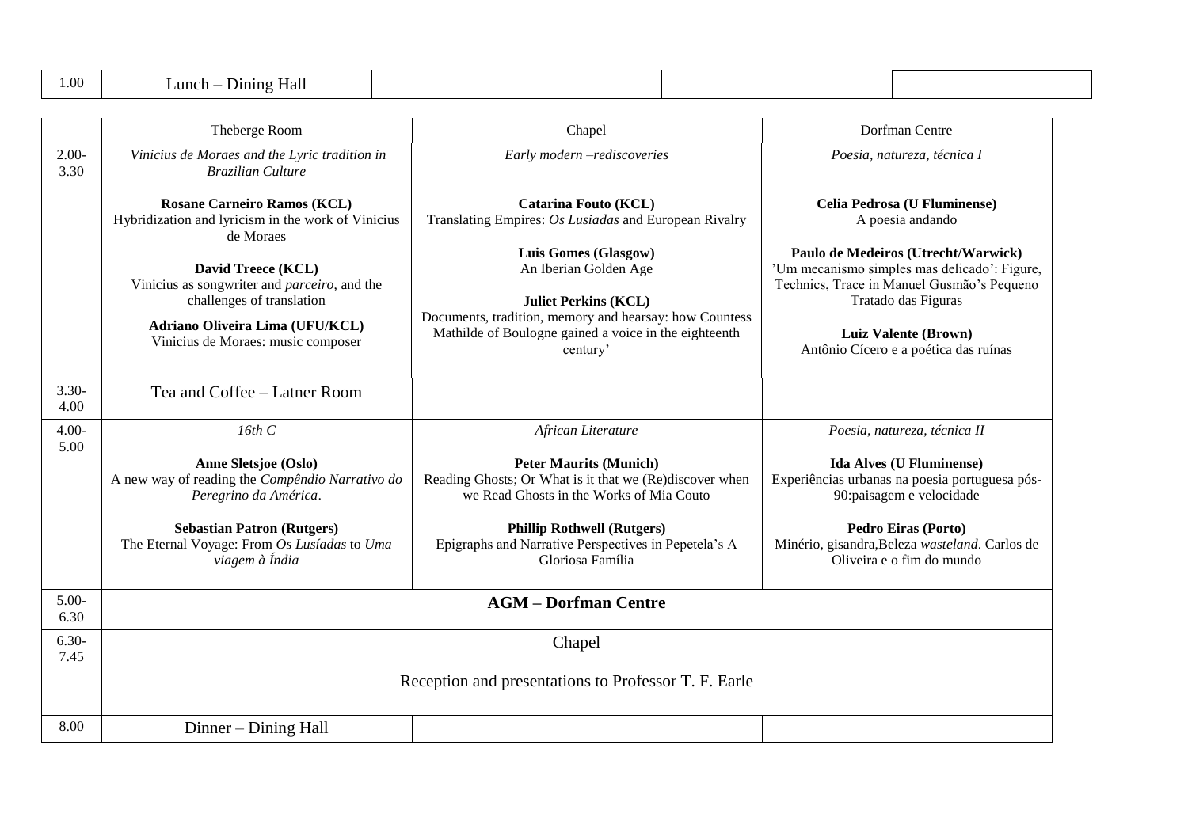| 1.00 | Lunch – Dining Hall | | | |
|---|---|---|---|---|

| | Theberge Room | Chapel | Dorfman Centre |
|---|---|---|---|
| 2.00-3.30 | *Vinicius de Moraes and the Lyric tradition in Brazilian Culture*<br><br>**Rosane Carneiro Ramos (KCL)**<br>Hybridization and lyricism in the work of Vinicius de Moraes<br><br>**David Treece (KCL)**<br>Vinicius as songwriter and *parceiro*, and the challenges of translation<br><br>**Adriano Oliveira Lima (UFU/KCL)**<br>Vinicius de Moraes: music composer | *Early modern –rediscoveries*<br><br>**Catarina Fouto (KCL)**<br>Translating Empires: *Os Lusiadas* and European Rivalry<br><br>**Luis Gomes (Glasgow)**<br>An Iberian Golden Age<br><br>**Juliet Perkins (KCL)**<br>Documents, tradition, memory and hearsay: how Countess Mathilde of Boulogne gained a voice in the eighteenth century' | *Poesia, natureza, técnica I*<br><br>**Celia Pedrosa (U Fluminense)**<br>A poesia andando<br><br>**Paulo de Medeiros (Utrecht/Warwick)**<br>'Um mecanismo simples mas delicado': Figure, Technics, Trace in Manuel Gusmão's Pequeno Tratado das Figuras<br><br>**Luiz Valente (Brown)**<br>Antônio Cícero e a poética das ruínas |
| 3.30-4.00 | Tea and Coffee – Latner Room | | |
| 4.00-5.00 | *16th C*<br><br>**Anne Sletsjoe (Oslo)**<br>A new way of reading the *Compêndio Narrativo do Peregrino da América*.<br><br>**Sebastian Patron (Rutgers)**<br>The Eternal Voyage: From *Os Lusíadas* to *Uma viagem à Índia* | *African Literature*<br><br>**Peter Maurits (Munich)**<br>Reading Ghosts; Or What is it that we (Re)discover when we Read Ghosts in the Works of Mia Couto<br><br>**Phillip Rothwell (Rutgers)**<br>Epigraphs and Narrative Perspectives in Pepetela's A Gloriosa Família | *Poesia, natureza, técnica II*<br><br>**Ida Alves (U Fluminense)**<br>Experiências urbanas na poesia portuguesa pós-90:paisagem e velocidade<br><br>**Pedro Eiras (Porto)**<br>Minério, gisandra,Beleza *wasteland*. Carlos de Oliveira e o fim do mundo |
| 5.00-6.30 | **AGM – Dorfman Centre** | | |
| 6.30-7.45 | Chapel<br><br>Reception and presentations to Professor T. F. Earle | | |
| 8.00 | Dinner – Dining Hall | | |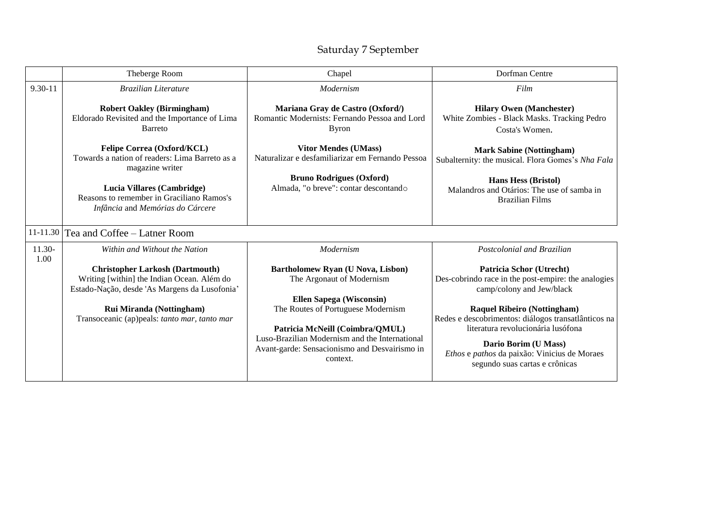## Saturday 7 September

| | Theberge Room | Chapel | Dorfman Centre |
|---|---|---|---|
| 9.30-11 | *Brazilian Literature*<br><br>**Robert Oakley (Birmingham)**<br>Eldorado Revisited and the Importance of Lima Barreto<br><br>**Felipe Correa (Oxford/KCL)**<br>Towards a nation of readers: Lima Barreto as a magazine writer<br><br>**Lucia Villares (Cambridge)**<br>Reasons to remember in Graciliano Ramos's *Infância* and *Memórias do Cárcere* | *Modernism*<br><br>**Mariana Gray de Castro (Oxford/)**<br>Romantic Modernists: Fernando Pessoa and Lord Byron<br><br>**Vitor Mendes (UMass)**<br>Naturalizar e desfamiliarizar em Fernando Pessoa<br><br>**Bruno Rodrigues (Oxford)**<br>Almada, "o breve": contar descontando | *Film*<br><br>**Hilary Owen (Manchester)**<br>White Zombies - Black Masks. Tracking Pedro Costa's Women.<br><br>**Mark Sabine (Nottingham)**<br>Subalternity: the musical. Flora Gomes's *Nha Fala*<br><br>**Hans Hess (Bristol)**<br>Malandros and Otários: The use of samba in Brazilian Films |
| 11-11.30 | Tea and Coffee – Latner Room | | |
| 11.30-1.00 | *Within and Without the Nation*<br><br>**Christopher Larkosh (Dartmouth)**<br>Writing [within] the Indian Ocean. Além do Estado-Nação, desde 'As Margens da Lusofonia'<br><br>**Rui Miranda (Nottingham)**<br>Transoceanic (ap)peals: *tanto mar, tanto mar* | *Modernism*<br><br>**Bartholomew Ryan (U Nova, Lisbon)**<br>The Argonaut of Modernism<br><br>**Ellen Sapega (Wisconsin)**<br>The Routes of Portuguese Modernism<br><br>**Patricia McNeill (Coimbra/QMUL)**<br>Luso-Brazilian Modernism and the International Avant-garde: Sensacionismo and Desvairismo in context. | *Postcolonial and Brazilian*<br><br>**Patricia Schor (Utrecht)**<br>Des-cobrindo race in the post-empire: the analogies camp/colony and Jew/black<br><br>**Raquel Ribeiro (Nottingham)**<br>Redes e descobrimentos: diálogos transatlânticos na literatura revolucionária lusófona<br><br>**Dario Borim (U Mass)**<br>*Ethos* e *pathos* da paixão: Vinicius de Moraes segundo suas cartas e crônicas |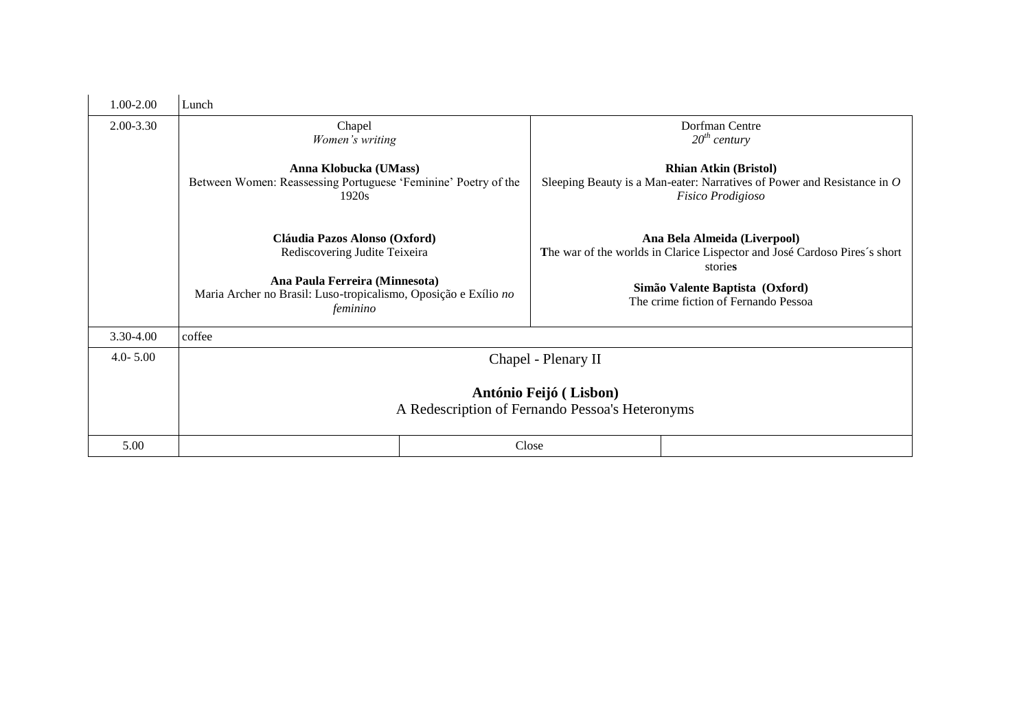| | | |
|---|---|---|
| 1.00-2.00 | Lunch | |
| 2.00-3.30 | Chapel<br>*Women's writing*<br><br>**Anna Klobucka (UMass)**<br>Between Women: Reassessing Portuguese 'Feminine' Poetry of the 1920s<br><br>**Cláudia Pazos Alonso (Oxford)**<br>Rediscovering Judite Teixeira<br><br>**Ana Paula Ferreira (Minnesota)**<br>Maria Archer no Brasil: Luso-tropicalismo, Oposição e Exílio *no feminino* | Dorfman Centre<br>*20$^{th}$ century*<br><br>**Rhian Atkin (Bristol)**<br>Sleeping Beauty is a Man-eater: Narratives of Power and Resistance in *O Fisico Prodigioso*<br><br>**Ana Bela Almeida (Liverpool)**<br>**T**he war of the worlds in Clarice Lispector and José Cardoso Pires´s short storie**s**<br><br>**Simão Valente Baptista (Oxford)**<br>The crime fiction of Fernando Pessoa |
| 3.30-4.00 | coffee | |
| 4.0- 5.00 | Chapel - Plenary II<br><br>**António Feijó ( Lisbon)**<br>A Redescription of Fernando Pessoa's Heteronyms | |
| 5.00 | Close | |